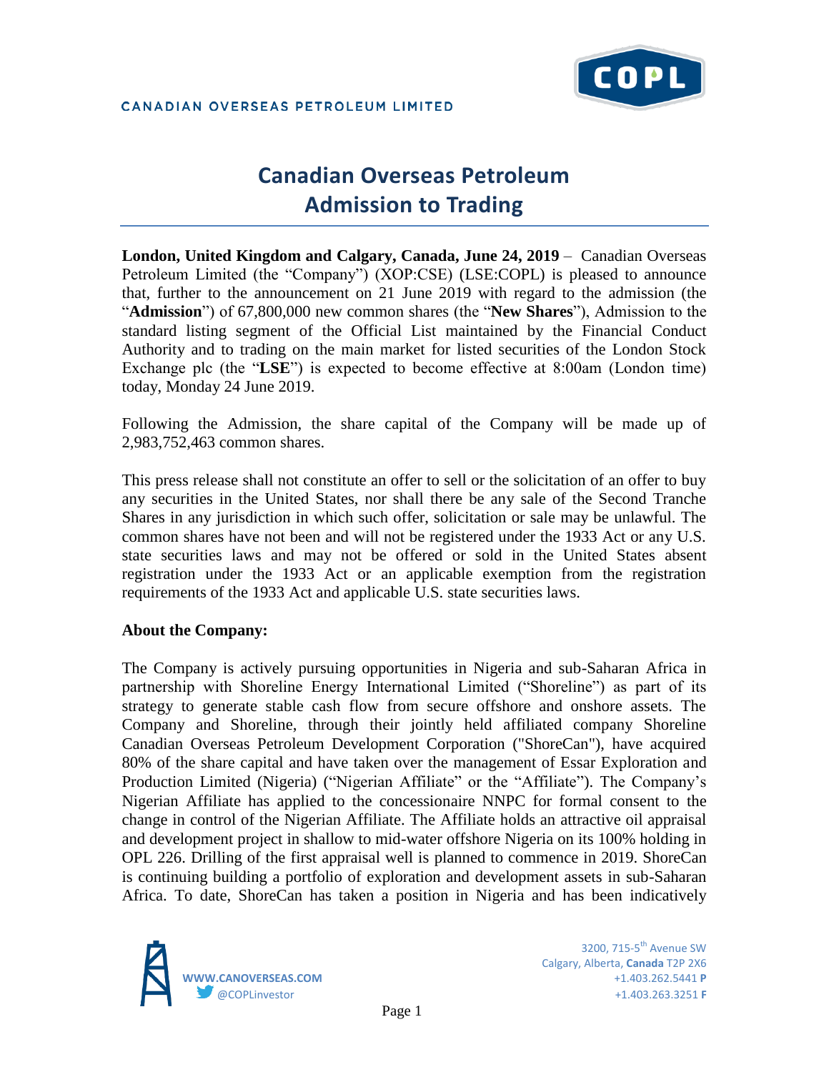CANADIAN OVERSEAS PETROLEUM LIMITED

# Canadian Overseas Petroleum
# Admission to Trading

**London, United Kingdom and Calgary, Canada, June 24, 2019** – Canadian Overseas Petroleum Limited (the "Company") (XOP:CSE) (LSE:COPL) is pleased to announce that, further to the announcement on 21 June 2019 with regard to the admission (the "**Admission**") of 67,800,000 new common shares (the "**New Shares**"), Admission to the standard listing segment of the Official List maintained by the Financial Conduct Authority and to trading on the main market for listed securities of the London Stock Exchange plc (the "**LSE**") is expected to become effective at 8:00am (London time) today, Monday 24 June 2019.

Following the Admission, the share capital of the Company will be made up of 2,983,752,463 common shares.

This press release shall not constitute an offer to sell or the solicitation of an offer to buy any securities in the United States, nor shall there be any sale of the Second Tranche Shares in any jurisdiction in which such offer, solicitation or sale may be unlawful. The common shares have not been and will not be registered under the 1933 Act or any U.S. state securities laws and may not be offered or sold in the United States absent registration under the 1933 Act or an applicable exemption from the registration requirements of the 1933 Act and applicable U.S. state securities laws.

**About the Company:**

The Company is actively pursuing opportunities in Nigeria and sub-Saharan Africa in partnership with Shoreline Energy International Limited ("Shoreline") as part of its strategy to generate stable cash flow from secure offshore and onshore assets. The Company and Shoreline, through their jointly held affiliated company Shoreline Canadian Overseas Petroleum Development Corporation ("ShoreCan"), have acquired 80% of the share capital and have taken over the management of Essar Exploration and Production Limited (Nigeria) ("Nigerian Affiliate" or the "Affiliate"). The Company's Nigerian Affiliate has applied to the concessionaire NNPC for formal consent to the change in control of the Nigerian Affiliate. The Affiliate holds an attractive oil appraisal and development project in shallow to mid-water offshore Nigeria on its 100% holding in OPL 226. Drilling of the first appraisal well is planned to commence in 2019. ShoreCan is continuing building a portfolio of exploration and development assets in sub-Saharan Africa. To date, ShoreCan has taken a position in Nigeria and has been indicatively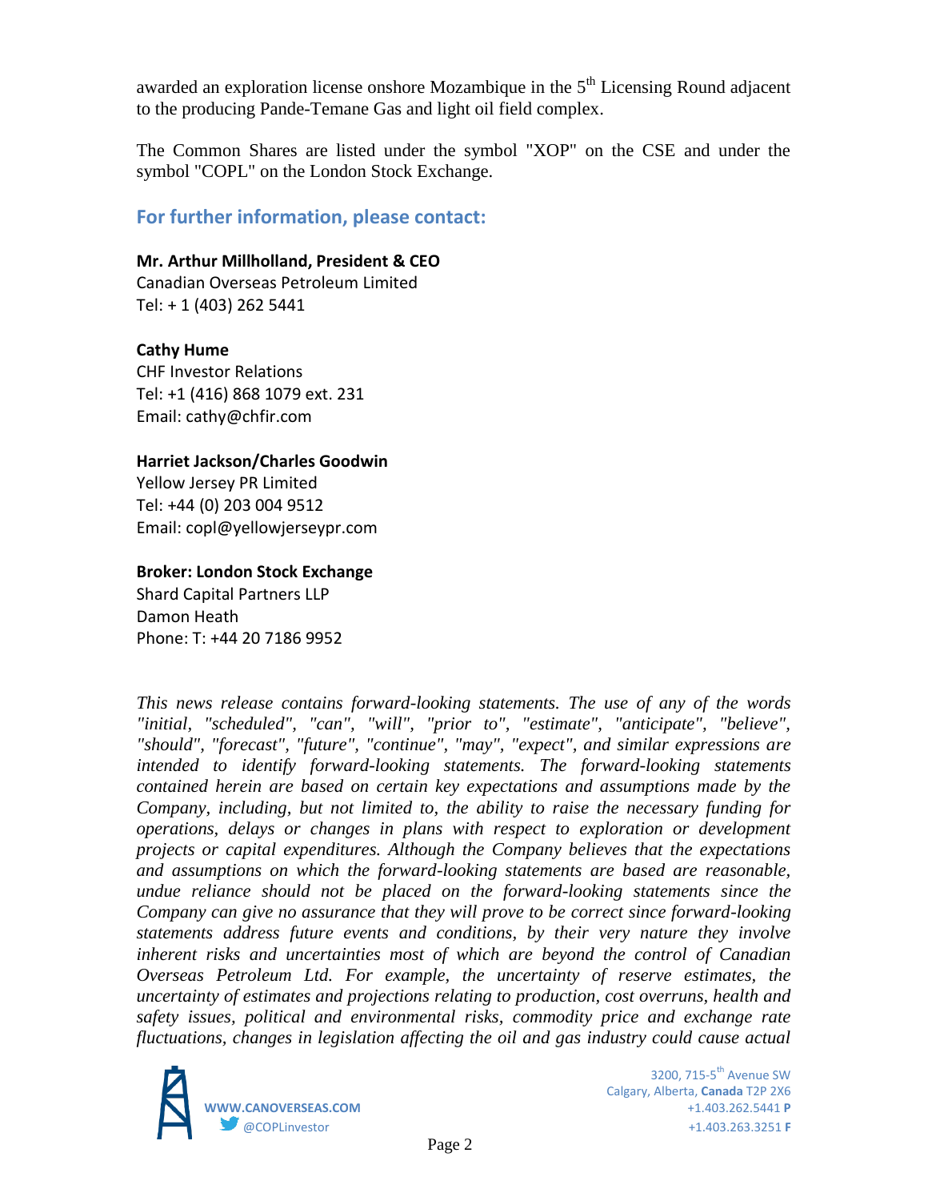awarded an exploration license onshore Mozambique in the 5th Licensing Round adjacent to the producing Pande-Temane Gas and light oil field complex.

The Common Shares are listed under the symbol "XOP" on the CSE and under the symbol "COPL" on the London Stock Exchange.

## For further information, please contact:

**Mr. Arthur Millholland, President & CEO**
Canadian Overseas Petroleum Limited
Tel: + 1 (403) 262 5441

**Cathy Hume**
CHF Investor Relations
Tel: +1 (416) 868 1079 ext. 231
Email: cathy@chfir.com

**Harriet Jackson/Charles Goodwin**
Yellow Jersey PR Limited
Tel: +44 (0) 203 004 9512
Email: copl@yellowjerseypr.com

**Broker: London Stock Exchange**
Shard Capital Partners LLP
Damon Heath
Phone: T: +44 20 7186 9952

*This news release contains forward-looking statements. The use of any of the words "initial, "scheduled", "can", "will", "prior to", "estimate", "anticipate", "believe", "should", "forecast", "future", "continue", "may", "expect", and similar expressions are intended to identify forward-looking statements. The forward-looking statements contained herein are based on certain key expectations and assumptions made by the Company, including, but not limited to, the ability to raise the necessary funding for operations, delays or changes in plans with respect to exploration or development projects or capital expenditures. Although the Company believes that the expectations and assumptions on which the forward-looking statements are based are reasonable, undue reliance should not be placed on the forward-looking statements since the Company can give no assurance that they will prove to be correct since forward-looking statements address future events and conditions, by their very nature they involve inherent risks and uncertainties most of which are beyond the control of Canadian Overseas Petroleum Ltd. For example, the uncertainty of reserve estimates, the uncertainty of estimates and projections relating to production, cost overruns, health and safety issues, political and environmental risks, commodity price and exchange rate fluctuations, changes in legislation affecting the oil and gas industry could cause actual*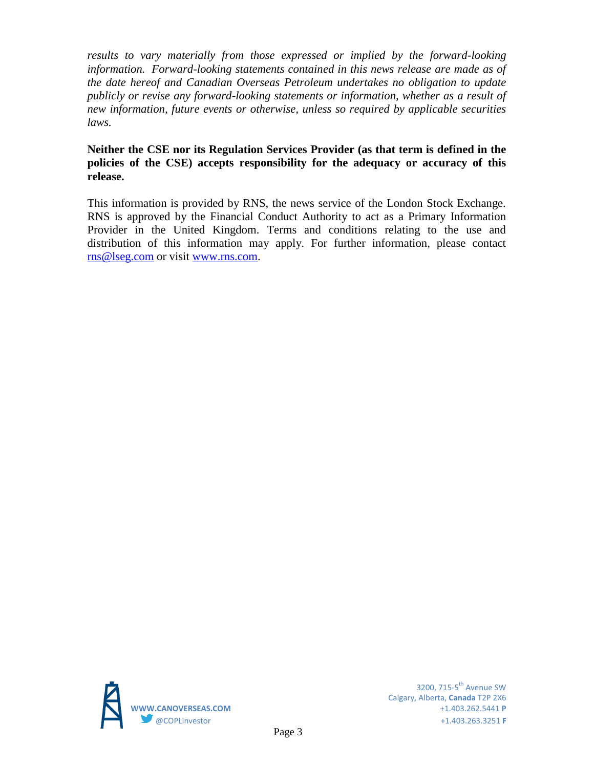*results to vary materially from those expressed or implied by the forward-looking information. Forward-looking statements contained in this news release are made as of the date hereof and Canadian Overseas Petroleum undertakes no obligation to update publicly or revise any forward-looking statements or information, whether as a result of new information, future events or otherwise, unless so required by applicable securities laws.*

**Neither the CSE nor its Regulation Services Provider (as that term is defined in the policies of the CSE) accepts responsibility for the adequacy or accuracy of this release.**

This information is provided by RNS, the news service of the London Stock Exchange. RNS is approved by the Financial Conduct Authority to act as a Primary Information Provider in the United Kingdom. Terms and conditions relating to the use and distribution of this information may apply. For further information, please contact rns@lseg.com or visit www.rns.com.